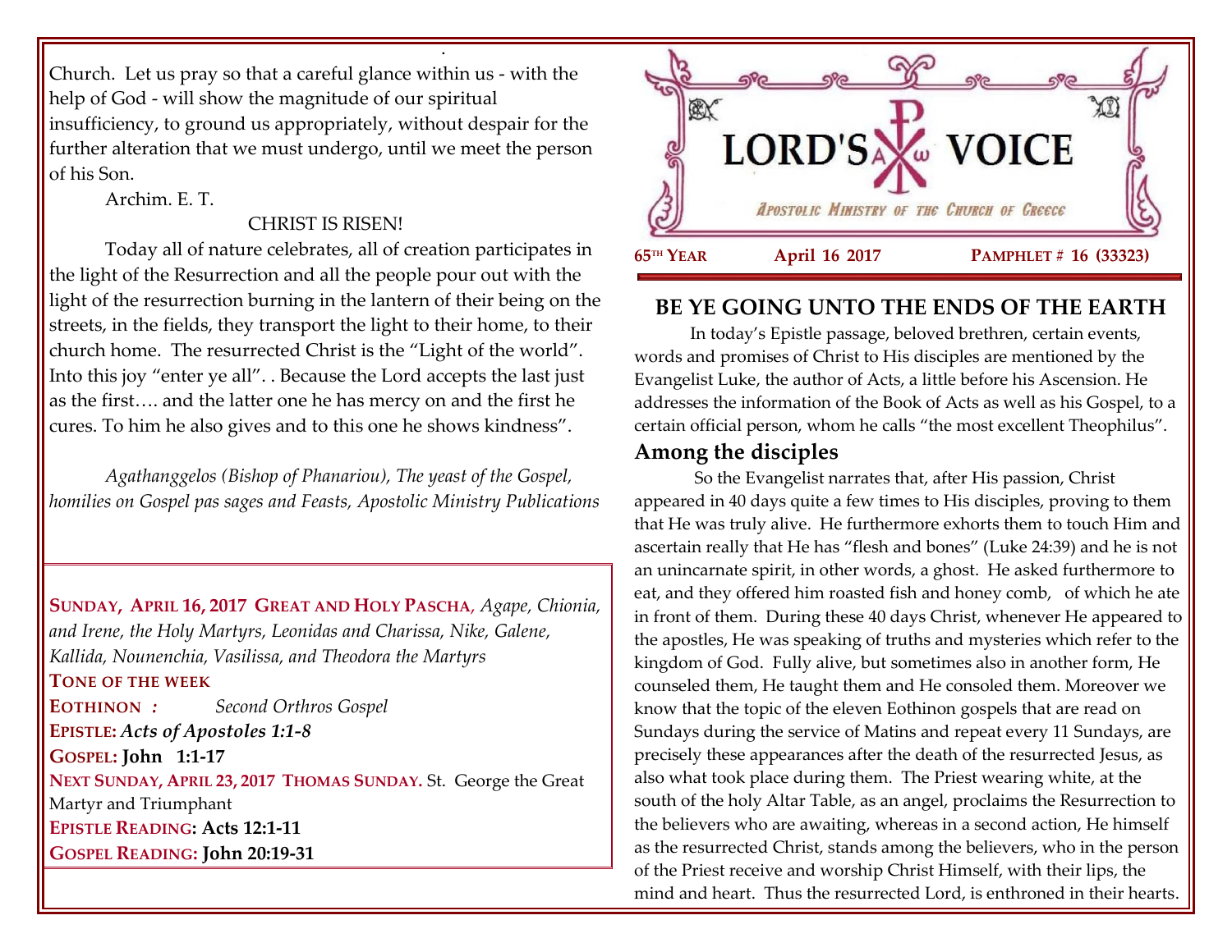Church. Let us pray so that a careful glance within us - with the help of God - will show the magnitude of our spiritual insufficiency, to ground us appropriately, without despair for the further alteration that we must undergo, until we meet the person of his Son.

Archim. E. T.

CHRIST IS RISEN!

Today all of nature celebrates, all of creation participates in the light of the Resurrection and all the people pour out with the light of the resurrection burning in the lantern of their being on the streets, in the fields, they transport the light to their home, to their church home. The resurrected Christ is the "Light of the world". Into this joy "enter ye all". . Because the Lord accepts the last just as the first…. and the latter one he has mercy on and the first he cures. To him he also gives and to this one he shows kindness".

*Agathanggelos (Bishop of Phanariou), The yeast of the Gospel, homilies on Gospel pas sages and Feasts, Apostolic Ministry Publications*

**SUNDAY, APRIL 16, 2017 GREAT AND HOLY PASCHA**, *Agape, Chionia, and Irene, the Holy Martyrs, Leonidas and Charissa, Nike, Galene, Kallida, Nounenchia, Vasilissa, and Theodora the Martyrs*
**TONE OF THE WEEK**
**EOTHINON :** *Second Orthros Gospel*
**EPISTLE:** ***Acts of Apostoles 1:1-8***
**GOSPEL: John 1:1-17**
**NEXT SUNDAY, APRIL 23, 2017 THOMAS SUNDAY.** St. George the Great Martyr and Triumphant
**EPISTLE READING: Acts 12:1-11**
**GOSPEL READING: John 20:19-31**

# LORD'S VOICE

*Apostolic Ministry of the Church of Greece*

**65TH YEAR** | **April 16 2017** | **PAMPHLET # 16 (33323)**

## BE YE GOING UNTO THE ENDS OF THE EARTH

In today's Epistle passage, beloved brethren, certain events, words and promises of Christ to His disciples are mentioned by the Evangelist Luke, the author of Acts, a little before his Ascension. He addresses the information of the Book of Acts as well as his Gospel, to a certain official person, whom he calls "the most excellent Theophilus".

### Among the disciples

So the Evangelist narrates that, after His passion, Christ appeared in 40 days quite a few times to His disciples, proving to them that He was truly alive. He furthermore exhorts them to touch Him and ascertain really that He has "flesh and bones" (Luke 24:39) and he is not an unincarnate spirit, in other words, a ghost. He asked furthermore to eat, and they offered him roasted fish and honey comb, of which he ate in front of them. During these 40 days Christ, whenever He appeared to the apostles, He was speaking of truths and mysteries which refer to the kingdom of God. Fully alive, but sometimes also in another form, He counseled them, He taught them and He consoled them. Moreover we know that the topic of the eleven Eothinon gospels that are read on Sundays during the service of Matins and repeat every 11 Sundays, are precisely these appearances after the death of the resurrected Jesus, as also what took place during them. The Priest wearing white, at the south of the holy Altar Table, as an angel, proclaims the Resurrection to the believers who are awaiting, whereas in a second action, He himself as the resurrected Christ, stands among the believers, who in the person of the Priest receive and worship Christ Himself, with their lips, the mind and heart. Thus the resurrected Lord, is enthroned in their hearts.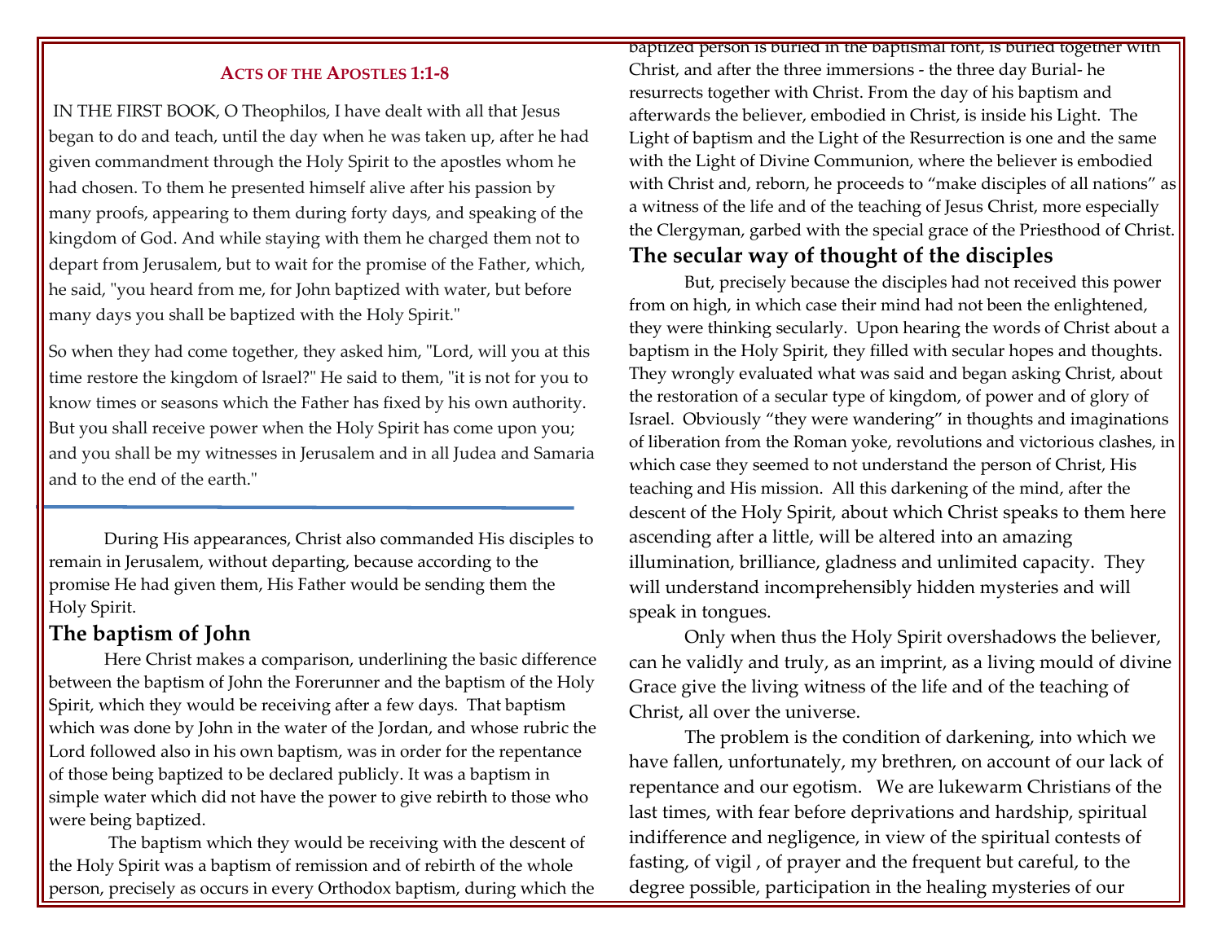### ACTS OF THE APOSTLES 1:1-8

IN THE FIRST BOOK, O Theophilos, I have dealt with all that Jesus began to do and teach, until the day when he was taken up, after he had given commandment through the Holy Spirit to the apostles whom he had chosen. To them he presented himself alive after his passion by many proofs, appearing to them during forty days, and speaking of the kingdom of God. And while staying with them he charged them not to depart from Jerusalem, but to wait for the promise of the Father, which, he said, "you heard from me, for John baptized with water, but before many days you shall be baptized with the Holy Spirit."

So when they had come together, they asked him, "Lord, will you at this time restore the kingdom of lsrael?" He said to them, "it is not for you to know times or seasons which the Father has fixed by his own authority. But you shall receive power when the Holy Spirit has come upon you; and you shall be my witnesses in Jerusalem and in all Judea and Samaria and to the end of the earth."

---

During His appearances, Christ also commanded His disciples to remain in Jerusalem, without departing, because according to the promise He had given them, His Father would be sending them the Holy Spirit.

## The baptism of John

Here Christ makes a comparison, underlining the basic difference between the baptism of John the Forerunner and the baptism of the Holy Spirit, which they would be receiving after a few days. That baptism which was done by John in the water of the Jordan, and whose rubric the Lord followed also in his own baptism, was in order for the repentance of those being baptized to be declared publicly. It was a baptism in simple water which did not have the power to give rebirth to those who were being baptized.

The baptism which they would be receiving with the descent of the Holy Spirit was a baptism of remission and of rebirth of the whole person, precisely as occurs in every Orthodox baptism, during which the baptized person is buried in the baptismal font, is buried together with Christ, and after the three immersions - the three day Burial- he resurrects together with Christ. From the day of his baptism and afterwards the believer, embodied in Christ, is inside his Light. The Light of baptism and the Light of the Resurrection is one and the same with the Light of Divine Communion, where the believer is embodied with Christ and, reborn, he proceeds to "make disciples of all nations" as a witness of the life and of the teaching of Jesus Christ, more especially the Clergyman, garbed with the special grace of the Priesthood of Christ.

## The secular way of thought of the disciples

But, precisely because the disciples had not received this power from on high, in which case their mind had not been the enlightened, they were thinking secularly. Upon hearing the words of Christ about a baptism in the Holy Spirit, they filled with secular hopes and thoughts. They wrongly evaluated what was said and began asking Christ, about the restoration of a secular type of kingdom, of power and of glory of Israel. Obviously "they were wandering" in thoughts and imaginations of liberation from the Roman yoke, revolutions and victorious clashes, in which case they seemed to not understand the person of Christ, His teaching and His mission. All this darkening of the mind, after the descent of the Holy Spirit, about which Christ speaks to them here ascending after a little, will be altered into an amazing illumination, brilliance, gladness and unlimited capacity. They will understand incomprehensibly hidden mysteries and will speak in tongues.

Only when thus the Holy Spirit overshadows the believer, can he validly and truly, as an imprint, as a living mould of divine Grace give the living witness of the life and of the teaching of Christ, all over the universe.

The problem is the condition of darkening, into which we have fallen, unfortunately, my brethren, on account of our lack of repentance and our egotism. We are lukewarm Christians of the last times, with fear before deprivations and hardship, spiritual indifference and negligence, in view of the spiritual contests of fasting, of vigil , of prayer and the frequent but careful, to the degree possible, participation in the healing mysteries of our